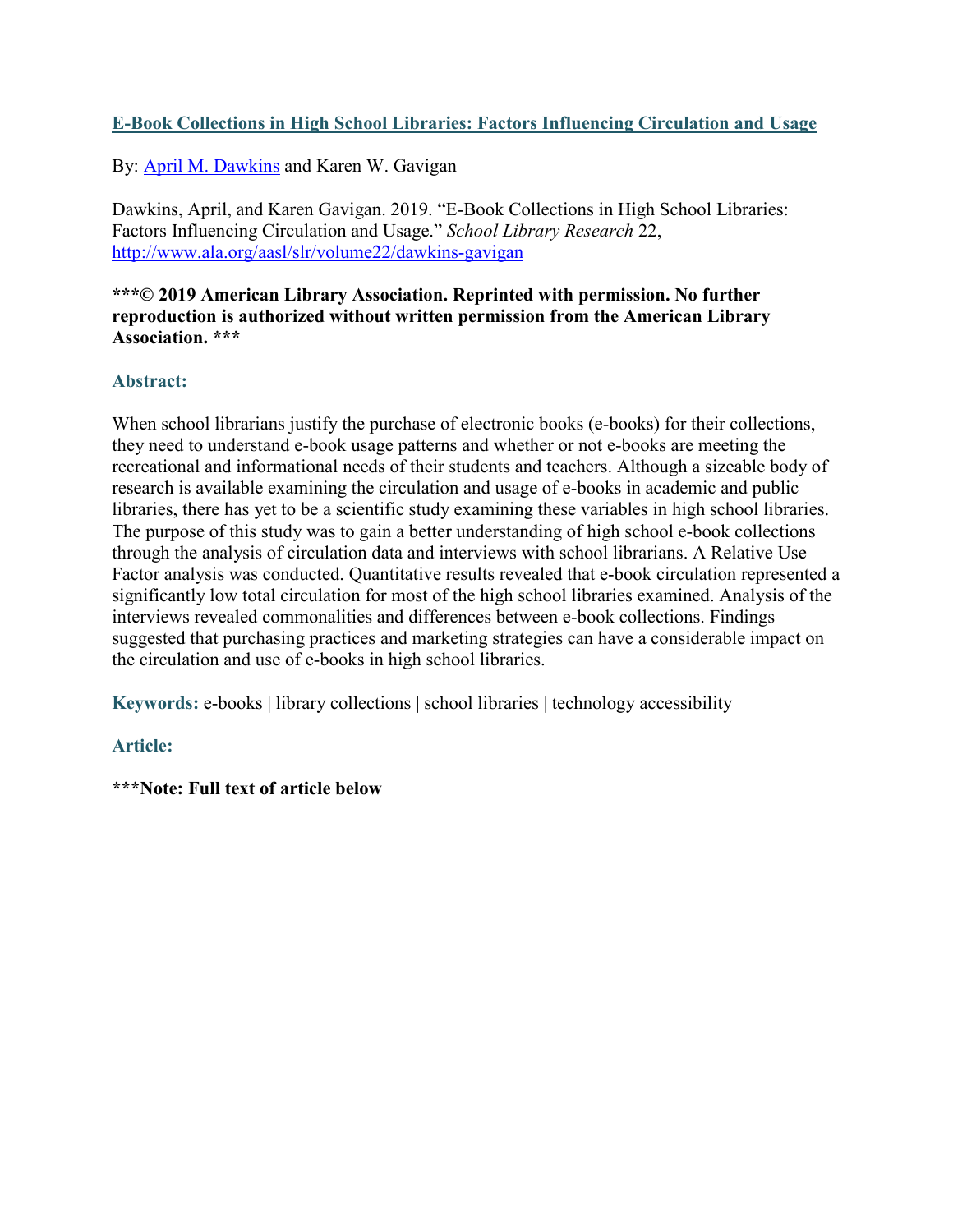# [E-Book Collections in High School Libraries: Factors Influencing Circulation and Usage](http://www.ala.org/aasl/slr/volume22/dawkins-gavigan)

By: [April M. Dawkins]() and Karen W. Gavigan

Dawkins, April, and Karen Gavigan. 2019. "E-Book Collections in High School Libraries: Factors Influencing Circulation and Usage." *School Library Research* 22, [http://www.ala.org/aasl/slr/volume22/dawkins-gavigan](http://www.ala.org/aasl/slr/volume22/dawkins-gavigan)

**\*\*\*© 2019 American Library Association. Reprinted with permission. No further reproduction is authorized without written permission from the American Library Association. \*\*\***

## Abstract:

When school librarians justify the purchase of electronic books (e-books) for their collections, they need to understand e-book usage patterns and whether or not e-books are meeting the recreational and informational needs of their students and teachers. Although a sizeable body of research is available examining the circulation and usage of e-books in academic and public libraries, there has yet to be a scientific study examining these variables in high school libraries. The purpose of this study was to gain a better understanding of high school e-book collections through the analysis of circulation data and interviews with school librarians. A Relative Use Factor analysis was conducted. Quantitative results revealed that e-book circulation represented a significantly low total circulation for most of the high school libraries examined. Analysis of the interviews revealed commonalities and differences between e-book collections. Findings suggested that purchasing practices and marketing strategies can have a considerable impact on the circulation and use of e-books in high school libraries.

**Keywords:** e-books | library collections | school libraries | technology accessibility

## Article:

**\*\*\*Note: Full text of article below**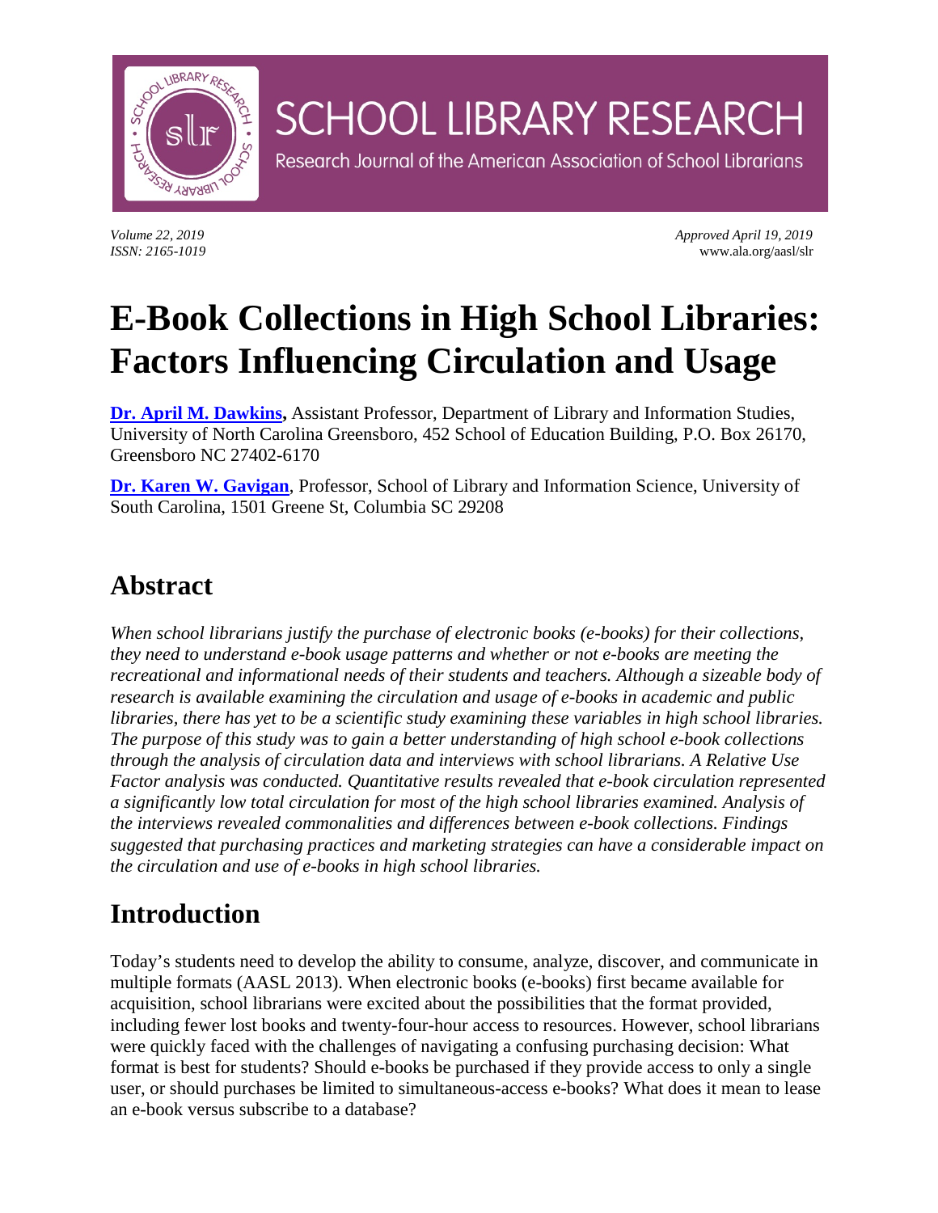SCHOOL LIBRARY RESEARCH

Research Journal of the American Association of School Librarians

*Volume 22, 2019*
*ISSN: 2165-1019*

*Approved April 19, 2019*
www.ala.org/aasl/slr

# E-Book Collections in High School Libraries: Factors Influencing Circulation and Usage

**Dr. April M. Dawkins,** Assistant Professor, Department of Library and Information Studies, University of North Carolina Greensboro, 452 School of Education Building, P.O. Box 26170, Greensboro NC 27402-6170

**Dr. Karen W. Gavigan**, Professor, School of Library and Information Science, University of South Carolina, 1501 Greene St, Columbia SC 29208

## Abstract

*When school librarians justify the purchase of electronic books (e-books) for their collections, they need to understand e-book usage patterns and whether or not e-books are meeting the recreational and informational needs of their students and teachers. Although a sizeable body of research is available examining the circulation and usage of e-books in academic and public libraries, there has yet to be a scientific study examining these variables in high school libraries. The purpose of this study was to gain a better understanding of high school e-book collections through the analysis of circulation data and interviews with school librarians. A Relative Use Factor analysis was conducted. Quantitative results revealed that e-book circulation represented a significantly low total circulation for most of the high school libraries examined. Analysis of the interviews revealed commonalities and differences between e-book collections. Findings suggested that purchasing practices and marketing strategies can have a considerable impact on the circulation and use of e-books in high school libraries.*

## Introduction

Today's students need to develop the ability to consume, analyze, discover, and communicate in multiple formats (AASL 2013). When electronic books (e-books) first became available for acquisition, school librarians were excited about the possibilities that the format provided, including fewer lost books and twenty-four-hour access to resources. However, school librarians were quickly faced with the challenges of navigating a confusing purchasing decision: What format is best for students? Should e-books be purchased if they provide access to only a single user, or should purchases be limited to simultaneous-access e-books? What does it mean to lease an e-book versus subscribe to a database?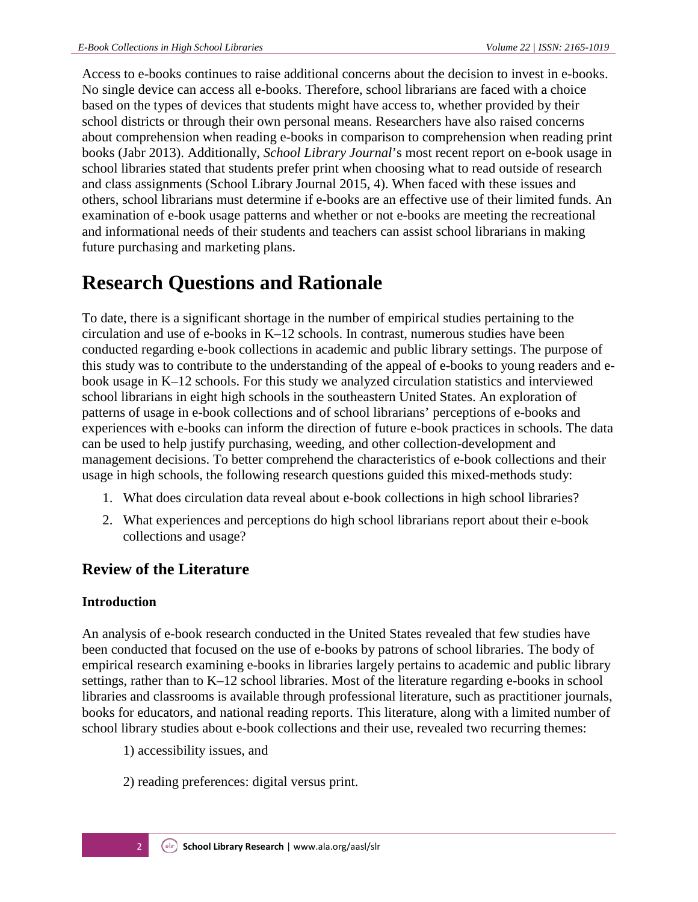Access to e-books continues to raise additional concerns about the decision to invest in e-books. No single device can access all e-books. Therefore, school librarians are faced with a choice based on the types of devices that students might have access to, whether provided by their school districts or through their own personal means. Researchers have also raised concerns about comprehension when reading e-books in comparison to comprehension when reading print books (Jabr 2013). Additionally, *School Library Journal*'s most recent report on e-book usage in school libraries stated that students prefer print when choosing what to read outside of research and class assignments (School Library Journal 2015, 4). When faced with these issues and others, school librarians must determine if e-books are an effective use of their limited funds. An examination of e-book usage patterns and whether or not e-books are meeting the recreational and informational needs of their students and teachers can assist school librarians in making future purchasing and marketing plans.

# Research Questions and Rationale

To date, there is a significant shortage in the number of empirical studies pertaining to the circulation and use of e-books in K–12 schools. In contrast, numerous studies have been conducted regarding e-book collections in academic and public library settings. The purpose of this study was to contribute to the understanding of the appeal of e-books to young readers and e-book usage in K–12 schools. For this study we analyzed circulation statistics and interviewed school librarians in eight high schools in the southeastern United States. An exploration of patterns of usage in e-book collections and of school librarians' perceptions of e-books and experiences with e-books can inform the direction of future e-book practices in schools. The data can be used to help justify purchasing, weeding, and other collection-development and management decisions. To better comprehend the characteristics of e-book collections and their usage in high schools, the following research questions guided this mixed-methods study:

1. What does circulation data reveal about e-book collections in high school libraries?
2. What experiences and perceptions do high school librarians report about their e-book collections and usage?

## Review of the Literature

### Introduction

An analysis of e-book research conducted in the United States revealed that few studies have been conducted that focused on the use of e-books by patrons of school libraries. The body of empirical research examining e-books in libraries largely pertains to academic and public library settings, rather than to K–12 school libraries. Most of the literature regarding e-books in school libraries and classrooms is available through professional literature, such as practitioner journals, books for educators, and national reading reports. This literature, along with a limited number of school library studies about e-book collections and their use, revealed two recurring themes:

1) accessibility issues, and

2) reading preferences: digital versus print.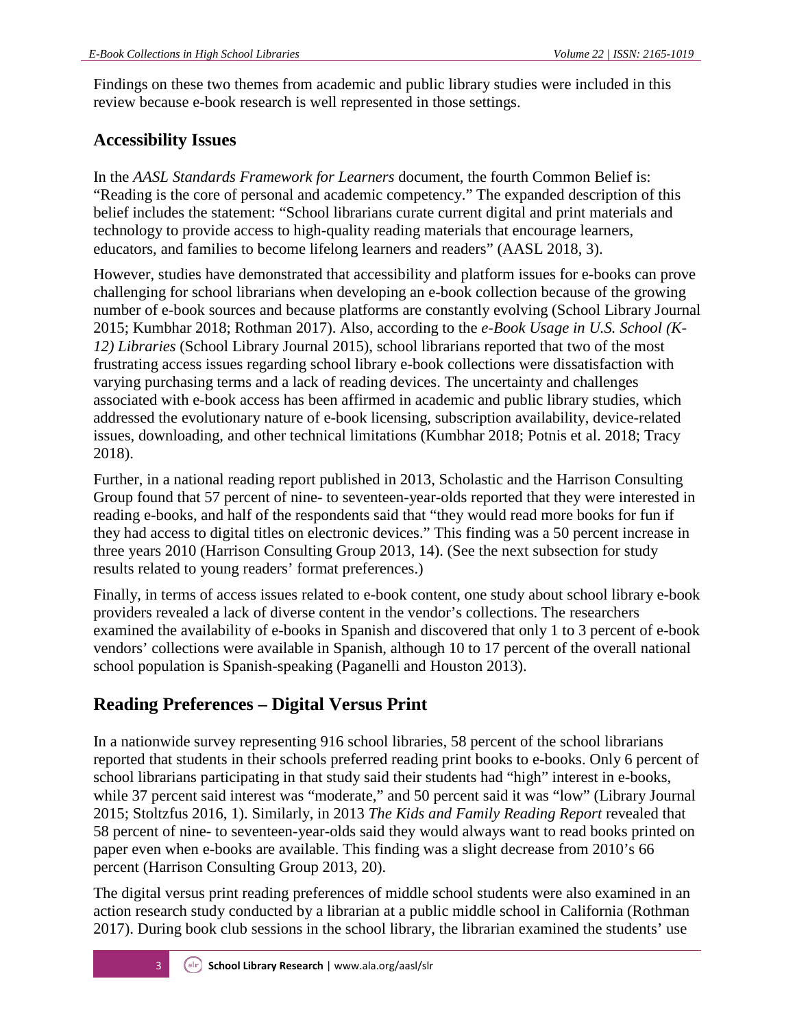Findings on these two themes from academic and public library studies were included in this review because e-book research is well represented in those settings.

## Accessibility Issues

In the *AASL Standards Framework for Learners* document, the fourth Common Belief is: "Reading is the core of personal and academic competency." The expanded description of this belief includes the statement: "School librarians curate current digital and print materials and technology to provide access to high-quality reading materials that encourage learners, educators, and families to become lifelong learners and readers" (AASL 2018, 3).

However, studies have demonstrated that accessibility and platform issues for e-books can prove challenging for school librarians when developing an e-book collection because of the growing number of e-book sources and because platforms are constantly evolving (School Library Journal 2015; Kumbhar 2018; Rothman 2017). Also, according to the *e-Book Usage in U.S. School (K-12) Libraries* (School Library Journal 2015), school librarians reported that two of the most frustrating access issues regarding school library e-book collections were dissatisfaction with varying purchasing terms and a lack of reading devices. The uncertainty and challenges associated with e-book access has been affirmed in academic and public library studies, which addressed the evolutionary nature of e-book licensing, subscription availability, device-related issues, downloading, and other technical limitations (Kumbhar 2018; Potnis et al. 2018; Tracy 2018).

Further, in a national reading report published in 2013, Scholastic and the Harrison Consulting Group found that 57 percent of nine- to seventeen-year-olds reported that they were interested in reading e-books, and half of the respondents said that "they would read more books for fun if they had access to digital titles on electronic devices." This finding was a 50 percent increase in three years 2010 (Harrison Consulting Group 2013, 14). (See the next subsection for study results related to young readers' format preferences.)

Finally, in terms of access issues related to e-book content, one study about school library e-book providers revealed a lack of diverse content in the vendor's collections. The researchers examined the availability of e-books in Spanish and discovered that only 1 to 3 percent of e-book vendors' collections were available in Spanish, although 10 to 17 percent of the overall national school population is Spanish-speaking (Paganelli and Houston 2013).

## Reading Preferences – Digital Versus Print

In a nationwide survey representing 916 school libraries, 58 percent of the school librarians reported that students in their schools preferred reading print books to e-books. Only 6 percent of school librarians participating in that study said their students had "high" interest in e-books, while 37 percent said interest was "moderate," and 50 percent said it was "low" (Library Journal 2015; Stoltzfus 2016, 1). Similarly, in 2013 *The Kids and Family Reading Report* revealed that 58 percent of nine- to seventeen-year-olds said they would always want to read books printed on paper even when e-books are available. This finding was a slight decrease from 2010's 66 percent (Harrison Consulting Group 2013, 20).

The digital versus print reading preferences of middle school students were also examined in an action research study conducted by a librarian at a public middle school in California (Rothman 2017). During book club sessions in the school library, the librarian examined the students' use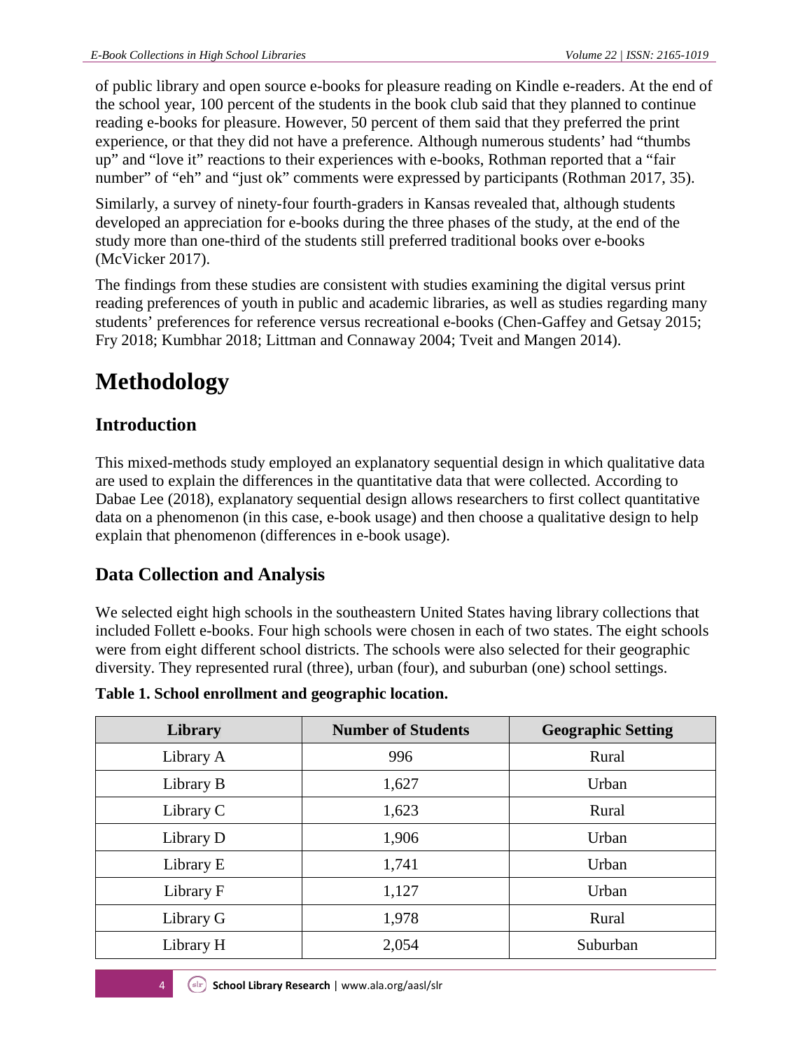of public library and open source e-books for pleasure reading on Kindle e-readers. At the end of the school year, 100 percent of the students in the book club said that they planned to continue reading e-books for pleasure. However, 50 percent of them said that they preferred the print experience, or that they did not have a preference. Although numerous students' had "thumbs up" and "love it" reactions to their experiences with e-books, Rothman reported that a "fair number" of "eh" and "just ok" comments were expressed by participants (Rothman 2017, 35).

Similarly, a survey of ninety-four fourth-graders in Kansas revealed that, although students developed an appreciation for e-books during the three phases of the study, at the end of the study more than one-third of the students still preferred traditional books over e-books (McVicker 2017).

The findings from these studies are consistent with studies examining the digital versus print reading preferences of youth in public and academic libraries, as well as studies regarding many students' preferences for reference versus recreational e-books (Chen-Gaffey and Getsay 2015; Fry 2018; Kumbhar 2018; Littman and Connaway 2004; Tveit and Mangen 2014).

# Methodology

## Introduction

This mixed-methods study employed an explanatory sequential design in which qualitative data are used to explain the differences in the quantitative data that were collected. According to Dabae Lee (2018), explanatory sequential design allows researchers to first collect quantitative data on a phenomenon (in this case, e-book usage) and then choose a qualitative design to help explain that phenomenon (differences in e-book usage).

## Data Collection and Analysis

We selected eight high schools in the southeastern United States having library collections that included Follett e-books. Four high schools were chosen in each of two states. The eight schools were from eight different school districts. The schools were also selected for their geographic diversity. They represented rural (three), urban (four), and suburban (one) school settings.

**Table 1. School enrollment and geographic location.**

| Library | Number of Students | Geographic Setting |
|---|---|---|
| Library A | 996 | Rural |
| Library B | 1,627 | Urban |
| Library C | 1,623 | Rural |
| Library D | 1,906 | Urban |
| Library E | 1,741 | Urban |
| Library F | 1,127 | Urban |
| Library G | 1,978 | Rural |
| Library H | 2,054 | Suburban |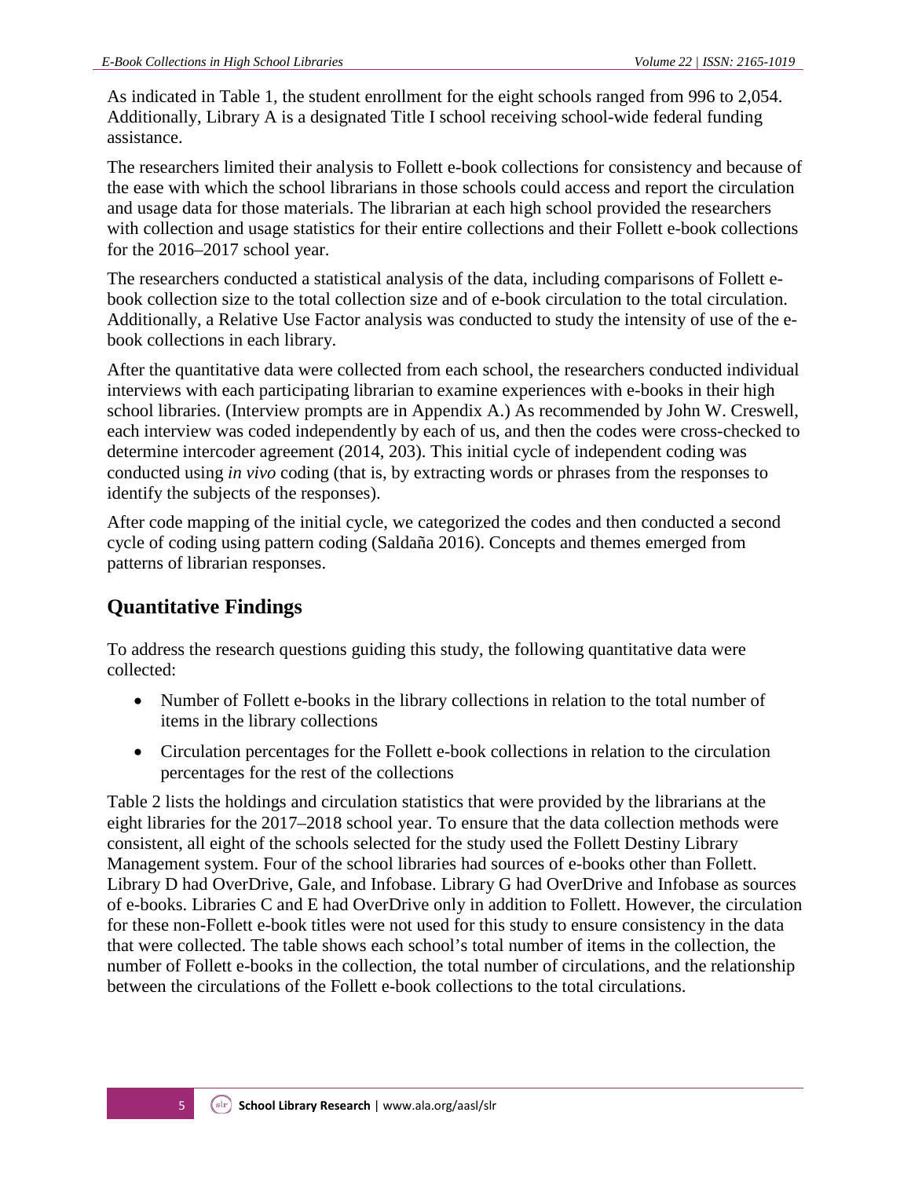As indicated in Table 1, the student enrollment for the eight schools ranged from 996 to 2,054. Additionally, Library A is a designated Title I school receiving school-wide federal funding assistance.

The researchers limited their analysis to Follett e-book collections for consistency and because of the ease with which the school librarians in those schools could access and report the circulation and usage data for those materials. The librarian at each high school provided the researchers with collection and usage statistics for their entire collections and their Follett e-book collections for the 2016–2017 school year.

The researchers conducted a statistical analysis of the data, including comparisons of Follett e-book collection size to the total collection size and of e-book circulation to the total circulation. Additionally, a Relative Use Factor analysis was conducted to study the intensity of use of the e-book collections in each library.

After the quantitative data were collected from each school, the researchers conducted individual interviews with each participating librarian to examine experiences with e-books in their high school libraries. (Interview prompts are in Appendix A.) As recommended by John W. Creswell, each interview was coded independently by each of us, and then the codes were cross-checked to determine intercoder agreement (2014, 203). This initial cycle of independent coding was conducted using *in vivo* coding (that is, by extracting words or phrases from the responses to identify the subjects of the responses).

After code mapping of the initial cycle, we categorized the codes and then conducted a second cycle of coding using pattern coding (Saldaña 2016). Concepts and themes emerged from patterns of librarian responses.

## Quantitative Findings

To address the research questions guiding this study, the following quantitative data were collected:

- Number of Follett e-books in the library collections in relation to the total number of items in the library collections
- Circulation percentages for the Follett e-book collections in relation to the circulation percentages for the rest of the collections

Table 2 lists the holdings and circulation statistics that were provided by the librarians at the eight libraries for the 2017–2018 school year. To ensure that the data collection methods were consistent, all eight of the schools selected for the study used the Follett Destiny Library Management system. Four of the school libraries had sources of e-books other than Follett. Library D had OverDrive, Gale, and Infobase. Library G had OverDrive and Infobase as sources of e-books. Libraries C and E had OverDrive only in addition to Follett. However, the circulation for these non-Follett e-book titles were not used for this study to ensure consistency in the data that were collected. The table shows each school's total number of items in the collection, the number of Follett e-books in the collection, the total number of circulations, and the relationship between the circulations of the Follett e-book collections to the total circulations.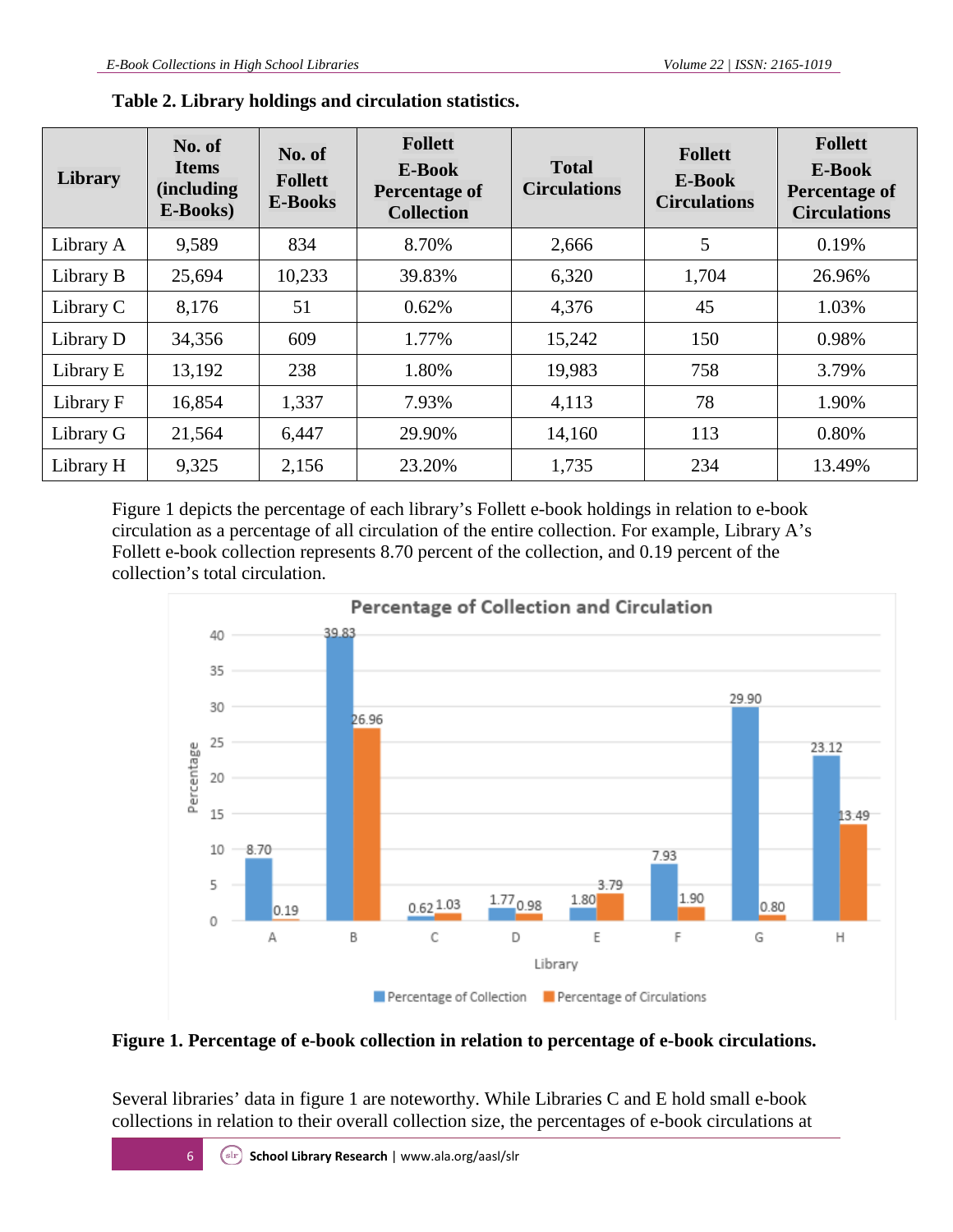**Table 2. Library holdings and circulation statistics.**

| Library | No. of Items (including E-Books) | No. of Follett E-Books | Follett E-Book Percentage of Collection | Total Circulations | Follett E-Book Circulations | Follett E-Book Percentage of Circulations |
|---|---|---|---|---|---|---|
| Library A | 9,589 | 834 | 8.70% | 2,666 | 5 | 0.19% |
| Library B | 25,694 | 10,233 | 39.83% | 6,320 | 1,704 | 26.96% |
| Library C | 8,176 | 51 | 0.62% | 4,376 | 45 | 1.03% |
| Library D | 34,356 | 609 | 1.77% | 15,242 | 150 | 0.98% |
| Library E | 13,192 | 238 | 1.80% | 19,983 | 758 | 3.79% |
| Library F | 16,854 | 1,337 | 7.93% | 4,113 | 78 | 1.90% |
| Library G | 21,564 | 6,447 | 29.90% | 14,160 | 113 | 0.80% |
| Library H | 9,325 | 2,156 | 23.20% | 1,735 | 234 | 13.49% |

Figure 1 depicts the percentage of each library's Follett e-book holdings in relation to e-book circulation as a percentage of all circulation of the entire collection. For example, Library A's Follett e-book collection represents 8.70 percent of the collection, and 0.19 percent of the collection's total circulation.

**Figure 1. Percentage of e-book collection in relation to percentage of e-book circulations.**

Several libraries' data in figure 1 are noteworthy. While Libraries C and E hold small e-book collections in relation to their overall collection size, the percentages of e-book circulations at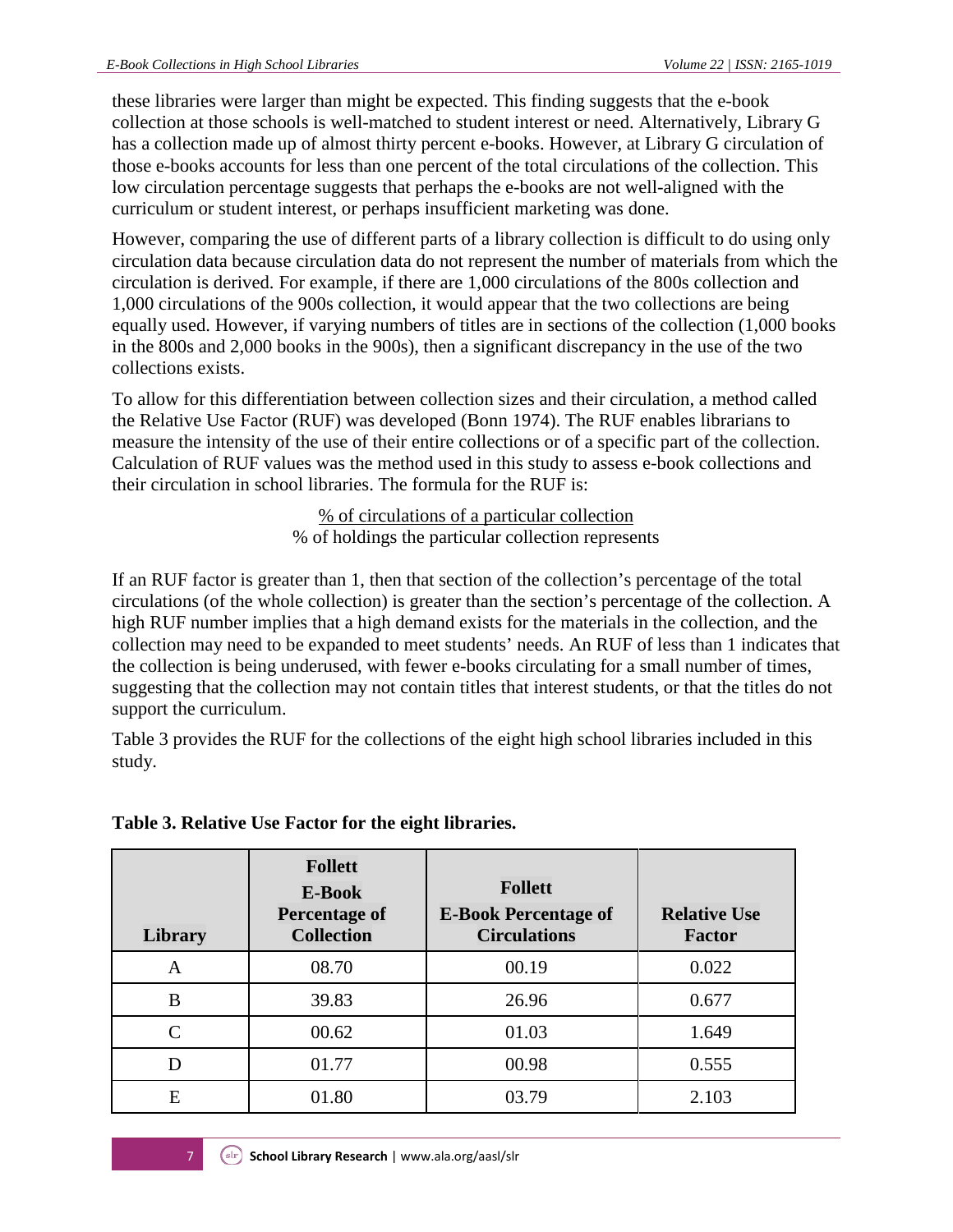these libraries were larger than might be expected. This finding suggests that the e-book collection at those schools is well-matched to student interest or need. Alternatively, Library G has a collection made up of almost thirty percent e-books. However, at Library G circulation of those e-books accounts for less than one percent of the total circulations of the collection. This low circulation percentage suggests that perhaps the e-books are not well-aligned with the curriculum or student interest, or perhaps insufficient marketing was done.

However, comparing the use of different parts of a library collection is difficult to do using only circulation data because circulation data do not represent the number of materials from which the circulation is derived. For example, if there are 1,000 circulations of the 800s collection and 1,000 circulations of the 900s collection, it would appear that the two collections are being equally used. However, if varying numbers of titles are in sections of the collection (1,000 books in the 800s and 2,000 books in the 900s), then a significant discrepancy in the use of the two collections exists.

To allow for this differentiation between collection sizes and their circulation, a method called the Relative Use Factor (RUF) was developed (Bonn 1974). The RUF enables librarians to measure the intensity of the use of their entire collections or of a specific part of the collection. Calculation of RUF values was the method used in this study to assess e-book collections and their circulation in school libraries. The formula for the RUF is:

$$\frac{\text{\% of circulations of a particular collection}}{\text{\% of holdings the particular collection represents}}$$

If an RUF factor is greater than 1, then that section of the collection's percentage of the total circulations (of the whole collection) is greater than the section's percentage of the collection. A high RUF number implies that a high demand exists for the materials in the collection, and the collection may need to be expanded to meet students' needs. An RUF of less than 1 indicates that the collection is being underused, with fewer e-books circulating for a small number of times, suggesting that the collection may not contain titles that interest students, or that the titles do not support the curriculum.

Table 3 provides the RUF for the collections of the eight high school libraries included in this study.

**Table 3. Relative Use Factor for the eight libraries.**

| Library | Follett E-Book Percentage of Collection | Follett E-Book Percentage of Circulations | Relative Use Factor |
|---|---|---|---|
| A | 08.70 | 00.19 | 0.022 |
| B | 39.83 | 26.96 | 0.677 |
| C | 00.62 | 01.03 | 1.649 |
| D | 01.77 | 00.98 | 0.555 |
| E | 01.80 | 03.79 | 2.103 |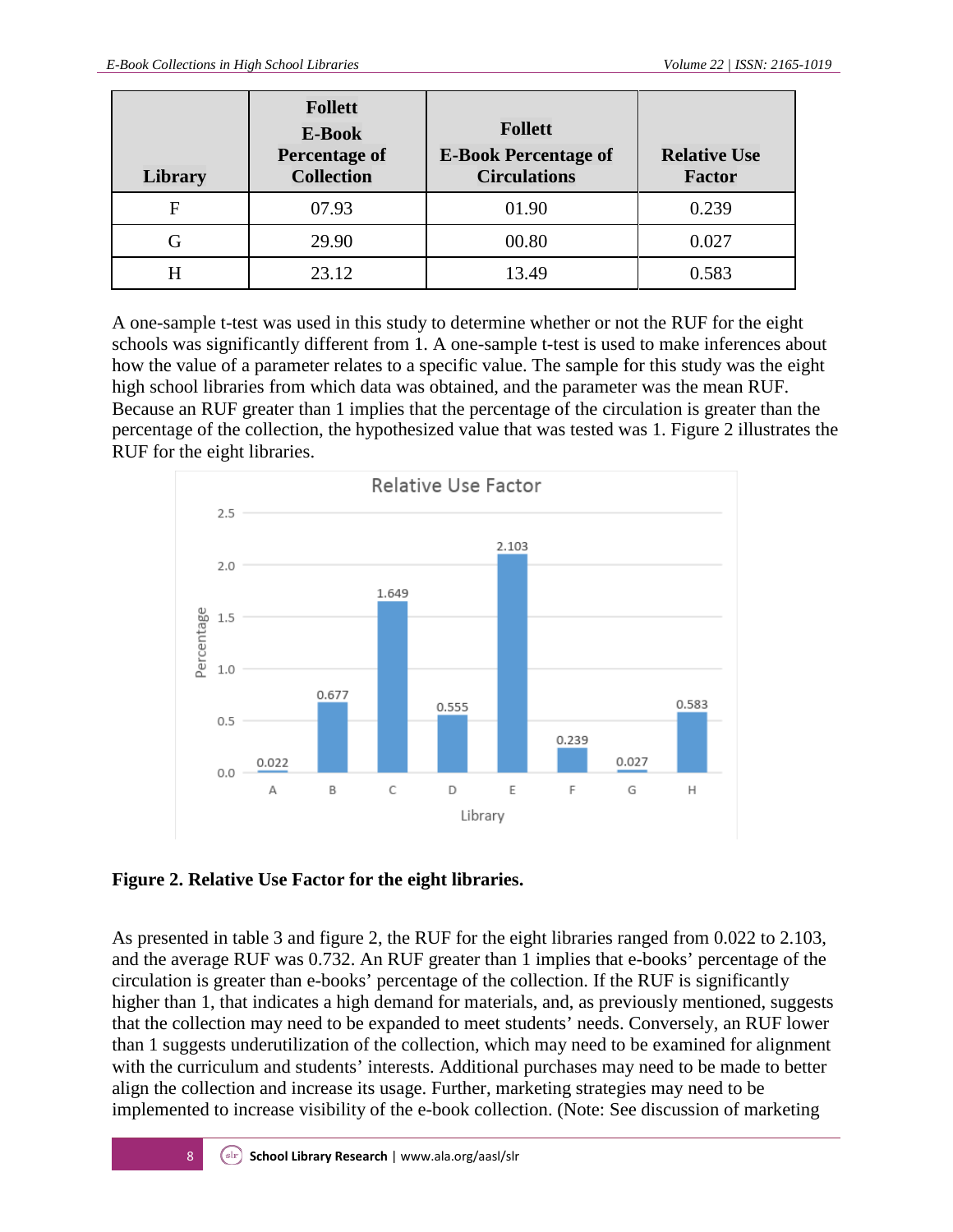| Library | Follett E-Book Percentage of Collection | Follett E-Book Percentage of Circulations | Relative Use Factor |
|---|---|---|---|
| F | 07.93 | 01.90 | 0.239 |
| G | 29.90 | 00.80 | 0.027 |
| H | 23.12 | 13.49 | 0.583 |

A one-sample t-test was used in this study to determine whether or not the RUF for the eight schools was significantly different from 1. A one-sample t-test is used to make inferences about how the value of a parameter relates to a specific value. The sample for this study was the eight high school libraries from which data was obtained, and the parameter was the mean RUF. Because an RUF greater than 1 implies that the percentage of the circulation is greater than the percentage of the collection, the hypothesized value that was tested was 1. Figure 2 illustrates the RUF for the eight libraries.

**Figure 2. Relative Use Factor for the eight libraries.**

As presented in table 3 and figure 2, the RUF for the eight libraries ranged from 0.022 to 2.103, and the average RUF was 0.732. An RUF greater than 1 implies that e-books' percentage of the circulation is greater than e-books' percentage of the collection. If the RUF is significantly higher than 1, that indicates a high demand for materials, and, as previously mentioned, suggests that the collection may need to be expanded to meet students' needs. Conversely, an RUF lower than 1 suggests underutilization of the collection, which may need to be examined for alignment with the curriculum and students' interests. Additional purchases may need to be made to better align the collection and increase its usage. Further, marketing strategies may need to be implemented to increase visibility of the e-book collection. (Note: See discussion of marketing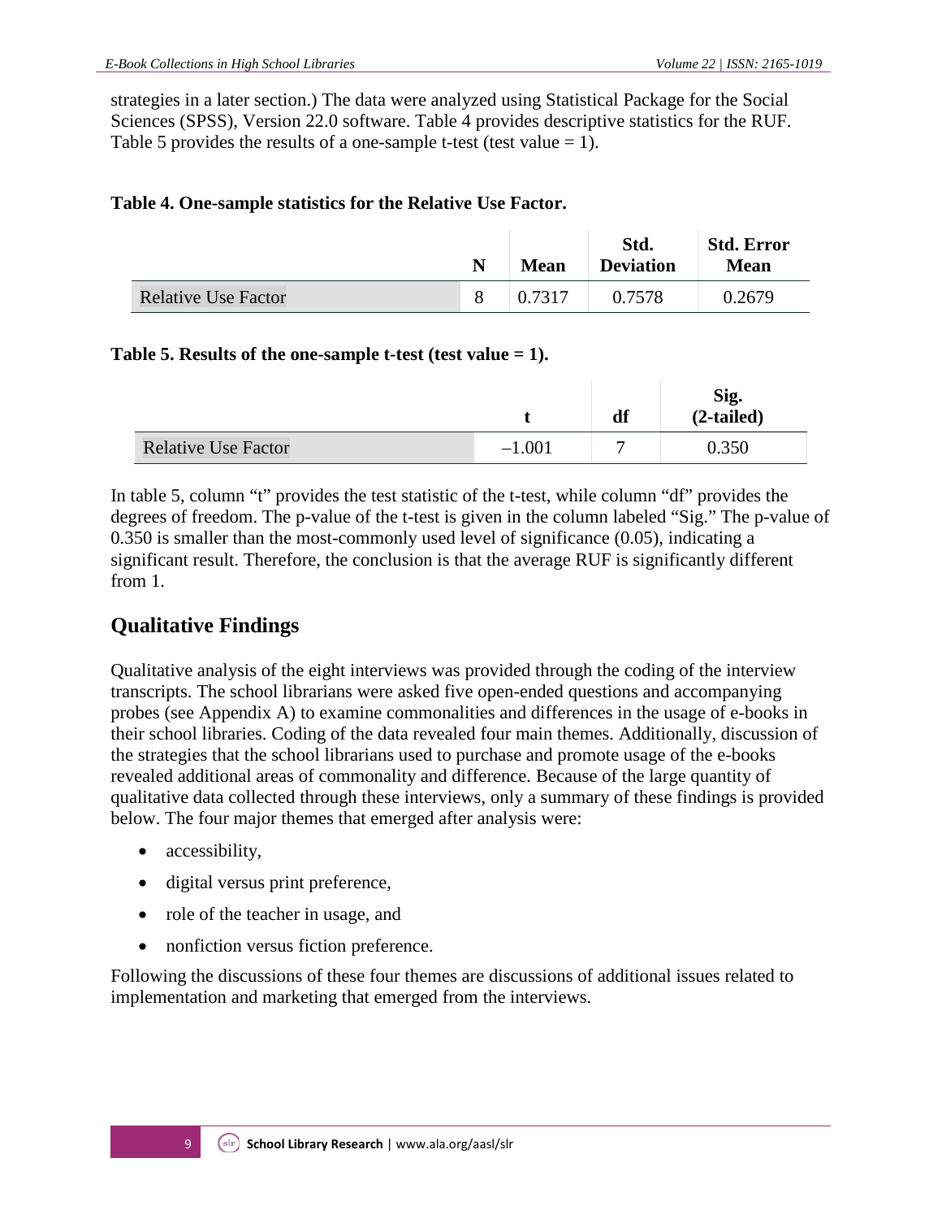strategies in a later section.) The data were analyzed using Statistical Package for the Social Sciences (SPSS), Version 22.0 software. Table 4 provides descriptive statistics for the RUF. Table 5 provides the results of a one-sample t-test (test value = 1).

**Table 4. One-sample statistics for the Relative Use Factor.**

| | N | Mean | Std. Deviation | Std. Error Mean |
|---|---|---|---|---|
| Relative Use Factor | 8 | 0.7317 | 0.7578 | 0.2679 |

**Table 5. Results of the one-sample t-test (test value = 1).**

| | t | df | Sig. (2-tailed) |
|---|---|---|---|
| Relative Use Factor | –1.001 | 7 | 0.350 |

In table 5, column "t" provides the test statistic of the t-test, while column "df" provides the degrees of freedom. The p-value of the t-test is given in the column labeled "Sig." The p-value of 0.350 is smaller than the most-commonly used level of significance (0.05), indicating a significant result. Therefore, the conclusion is that the average RUF is significantly different from 1.

## Qualitative Findings

Qualitative analysis of the eight interviews was provided through the coding of the interview transcripts. The school librarians were asked five open-ended questions and accompanying probes (see Appendix A) to examine commonalities and differences in the usage of e-books in their school libraries. Coding of the data revealed four main themes. Additionally, discussion of the strategies that the school librarians used to purchase and promote usage of the e-books revealed additional areas of commonality and difference. Because of the large quantity of qualitative data collected through these interviews, only a summary of these findings is provided below. The four major themes that emerged after analysis were:

- accessibility,
- digital versus print preference,
- role of the teacher in usage, and
- nonfiction versus fiction preference.

Following the discussions of these four themes are discussions of additional issues related to implementation and marketing that emerged from the interviews.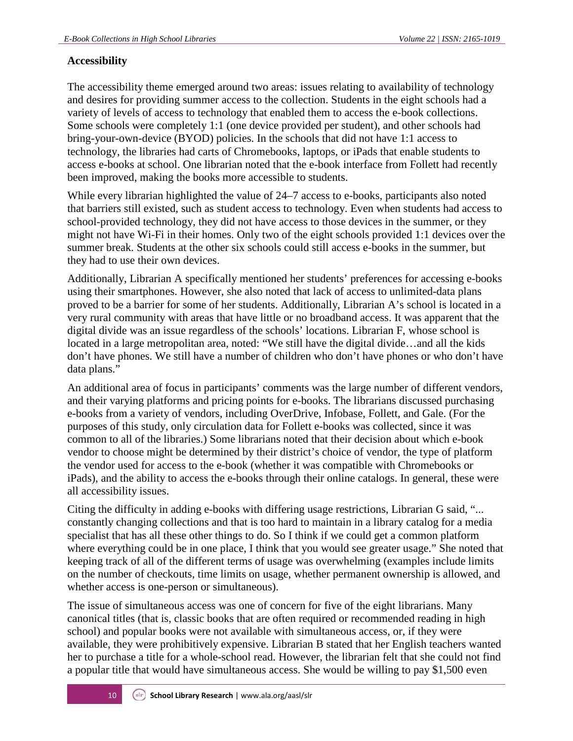## Accessibility

The accessibility theme emerged around two areas: issues relating to availability of technology and desires for providing summer access to the collection. Students in the eight schools had a variety of levels of access to technology that enabled them to access the e-book collections. Some schools were completely 1:1 (one device provided per student), and other schools had bring-your-own-device (BYOD) policies. In the schools that did not have 1:1 access to technology, the libraries had carts of Chromebooks, laptops, or iPads that enable students to access e-books at school. One librarian noted that the e-book interface from Follett had recently been improved, making the books more accessible to students.

While every librarian highlighted the value of 24–7 access to e-books, participants also noted that barriers still existed, such as student access to technology. Even when students had access to school-provided technology, they did not have access to those devices in the summer, or they might not have Wi-Fi in their homes. Only two of the eight schools provided 1:1 devices over the summer break. Students at the other six schools could still access e-books in the summer, but they had to use their own devices.

Additionally, Librarian A specifically mentioned her students' preferences for accessing e-books using their smartphones. However, she also noted that lack of access to unlimited-data plans proved to be a barrier for some of her students. Additionally, Librarian A's school is located in a very rural community with areas that have little or no broadband access. It was apparent that the digital divide was an issue regardless of the schools' locations. Librarian F, whose school is located in a large metropolitan area, noted: "We still have the digital divide…and all the kids don't have phones. We still have a number of children who don't have phones or who don't have data plans."

An additional area of focus in participants' comments was the large number of different vendors, and their varying platforms and pricing points for e-books. The librarians discussed purchasing e-books from a variety of vendors, including OverDrive, Infobase, Follett, and Gale. (For the purposes of this study, only circulation data for Follett e-books was collected, since it was common to all of the libraries.) Some librarians noted that their decision about which e-book vendor to choose might be determined by their district's choice of vendor, the type of platform the vendor used for access to the e-book (whether it was compatible with Chromebooks or iPads), and the ability to access the e-books through their online catalogs. In general, these were all accessibility issues.

Citing the difficulty in adding e-books with differing usage restrictions, Librarian G said, "... constantly changing collections and that is too hard to maintain in a library catalog for a media specialist that has all these other things to do. So I think if we could get a common platform where everything could be in one place, I think that you would see greater usage." She noted that keeping track of all of the different terms of usage was overwhelming (examples include limits on the number of checkouts, time limits on usage, whether permanent ownership is allowed, and whether access is one-person or simultaneous).

The issue of simultaneous access was one of concern for five of the eight librarians. Many canonical titles (that is, classic books that are often required or recommended reading in high school) and popular books were not available with simultaneous access, or, if they were available, they were prohibitively expensive. Librarian B stated that her English teachers wanted her to purchase a title for a whole-school read. However, the librarian felt that she could not find a popular title that would have simultaneous access. She would be willing to pay $1,500 even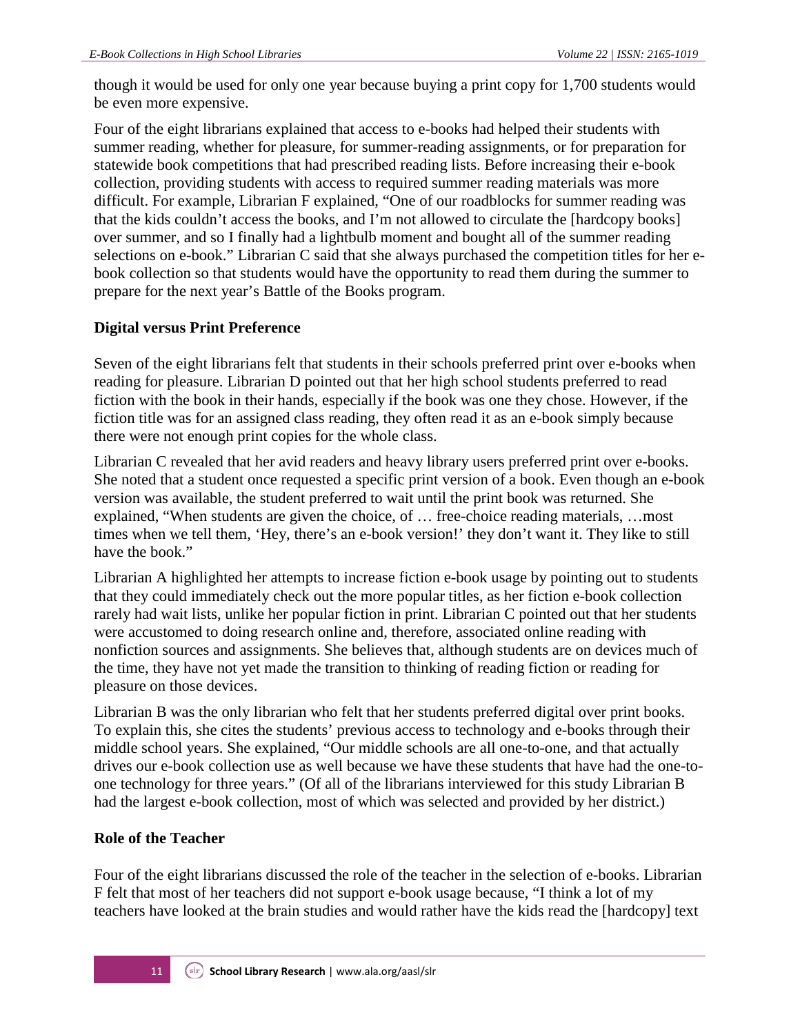though it would be used for only one year because buying a print copy for 1,700 students would be even more expensive.

Four of the eight librarians explained that access to e-books had helped their students with summer reading, whether for pleasure, for summer-reading assignments, or for preparation for statewide book competitions that had prescribed reading lists. Before increasing their e-book collection, providing students with access to required summer reading materials was more difficult. For example, Librarian F explained, "One of our roadblocks for summer reading was that the kids couldn't access the books, and I'm not allowed to circulate the [hardcopy books] over summer, and so I finally had a lightbulb moment and bought all of the summer reading selections on e-book." Librarian C said that she always purchased the competition titles for her e-book collection so that students would have the opportunity to read them during the summer to prepare for the next year's Battle of the Books program.

### Digital versus Print Preference

Seven of the eight librarians felt that students in their schools preferred print over e-books when reading for pleasure. Librarian D pointed out that her high school students preferred to read fiction with the book in their hands, especially if the book was one they chose. However, if the fiction title was for an assigned class reading, they often read it as an e-book simply because there were not enough print copies for the whole class.

Librarian C revealed that her avid readers and heavy library users preferred print over e-books. She noted that a student once requested a specific print version of a book. Even though an e-book version was available, the student preferred to wait until the print book was returned. She explained, "When students are given the choice, of … free-choice reading materials, …most times when we tell them, 'Hey, there's an e-book version!' they don't want it. They like to still have the book."

Librarian A highlighted her attempts to increase fiction e-book usage by pointing out to students that they could immediately check out the more popular titles, as her fiction e-book collection rarely had wait lists, unlike her popular fiction in print. Librarian C pointed out that her students were accustomed to doing research online and, therefore, associated online reading with nonfiction sources and assignments. She believes that, although students are on devices much of the time, they have not yet made the transition to thinking of reading fiction or reading for pleasure on those devices.

Librarian B was the only librarian who felt that her students preferred digital over print books. To explain this, she cites the students' previous access to technology and e-books through their middle school years. She explained, "Our middle schools are all one-to-one, and that actually drives our e-book collection use as well because we have these students that have had the one-to-one technology for three years." (Of all of the librarians interviewed for this study Librarian B had the largest e-book collection, most of which was selected and provided by her district.)

### Role of the Teacher

Four of the eight librarians discussed the role of the teacher in the selection of e-books. Librarian F felt that most of her teachers did not support e-book usage because, "I think a lot of my teachers have looked at the brain studies and would rather have the kids read the [hardcopy] text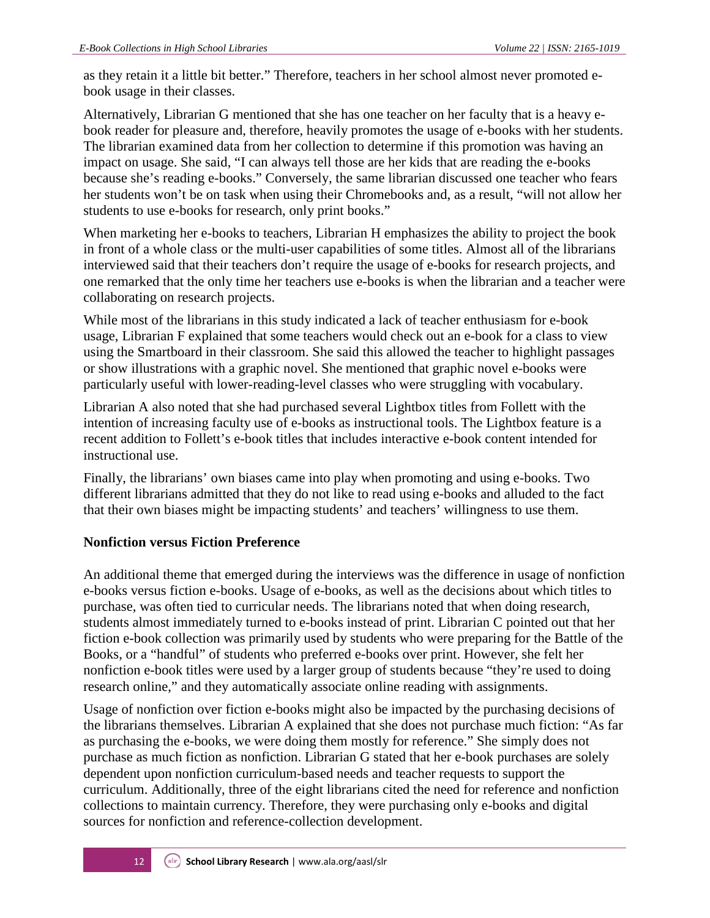as they retain it a little bit better." Therefore, teachers in her school almost never promoted e-book usage in their classes.

Alternatively, Librarian G mentioned that she has one teacher on her faculty that is a heavy e-book reader for pleasure and, therefore, heavily promotes the usage of e-books with her students. The librarian examined data from her collection to determine if this promotion was having an impact on usage. She said, "I can always tell those are her kids that are reading the e-books because she's reading e-books." Conversely, the same librarian discussed one teacher who fears her students won't be on task when using their Chromebooks and, as a result, "will not allow her students to use e-books for research, only print books."

When marketing her e-books to teachers, Librarian H emphasizes the ability to project the book in front of a whole class or the multi-user capabilities of some titles. Almost all of the librarians interviewed said that their teachers don't require the usage of e-books for research projects, and one remarked that the only time her teachers use e-books is when the librarian and a teacher were collaborating on research projects.

While most of the librarians in this study indicated a lack of teacher enthusiasm for e-book usage, Librarian F explained that some teachers would check out an e-book for a class to view using the Smartboard in their classroom. She said this allowed the teacher to highlight passages or show illustrations with a graphic novel. She mentioned that graphic novel e-books were particularly useful with lower-reading-level classes who were struggling with vocabulary.

Librarian A also noted that she had purchased several Lightbox titles from Follett with the intention of increasing faculty use of e-books as instructional tools. The Lightbox feature is a recent addition to Follett's e-book titles that includes interactive e-book content intended for instructional use.

Finally, the librarians' own biases came into play when promoting and using e-books. Two different librarians admitted that they do not like to read using e-books and alluded to the fact that their own biases might be impacting students' and teachers' willingness to use them.

**Nonfiction versus Fiction Preference**

An additional theme that emerged during the interviews was the difference in usage of nonfiction e-books versus fiction e-books. Usage of e-books, as well as the decisions about which titles to purchase, was often tied to curricular needs. The librarians noted that when doing research, students almost immediately turned to e-books instead of print. Librarian C pointed out that her fiction e-book collection was primarily used by students who were preparing for the Battle of the Books, or a "handful" of students who preferred e-books over print. However, she felt her nonfiction e-book titles were used by a larger group of students because "they're used to doing research online," and they automatically associate online reading with assignments.

Usage of nonfiction over fiction e-books might also be impacted by the purchasing decisions of the librarians themselves. Librarian A explained that she does not purchase much fiction: "As far as purchasing the e-books, we were doing them mostly for reference." She simply does not purchase as much fiction as nonfiction. Librarian G stated that her e-book purchases are solely dependent upon nonfiction curriculum-based needs and teacher requests to support the curriculum. Additionally, three of the eight librarians cited the need for reference and nonfiction collections to maintain currency. Therefore, they were purchasing only e-books and digital sources for nonfiction and reference-collection development.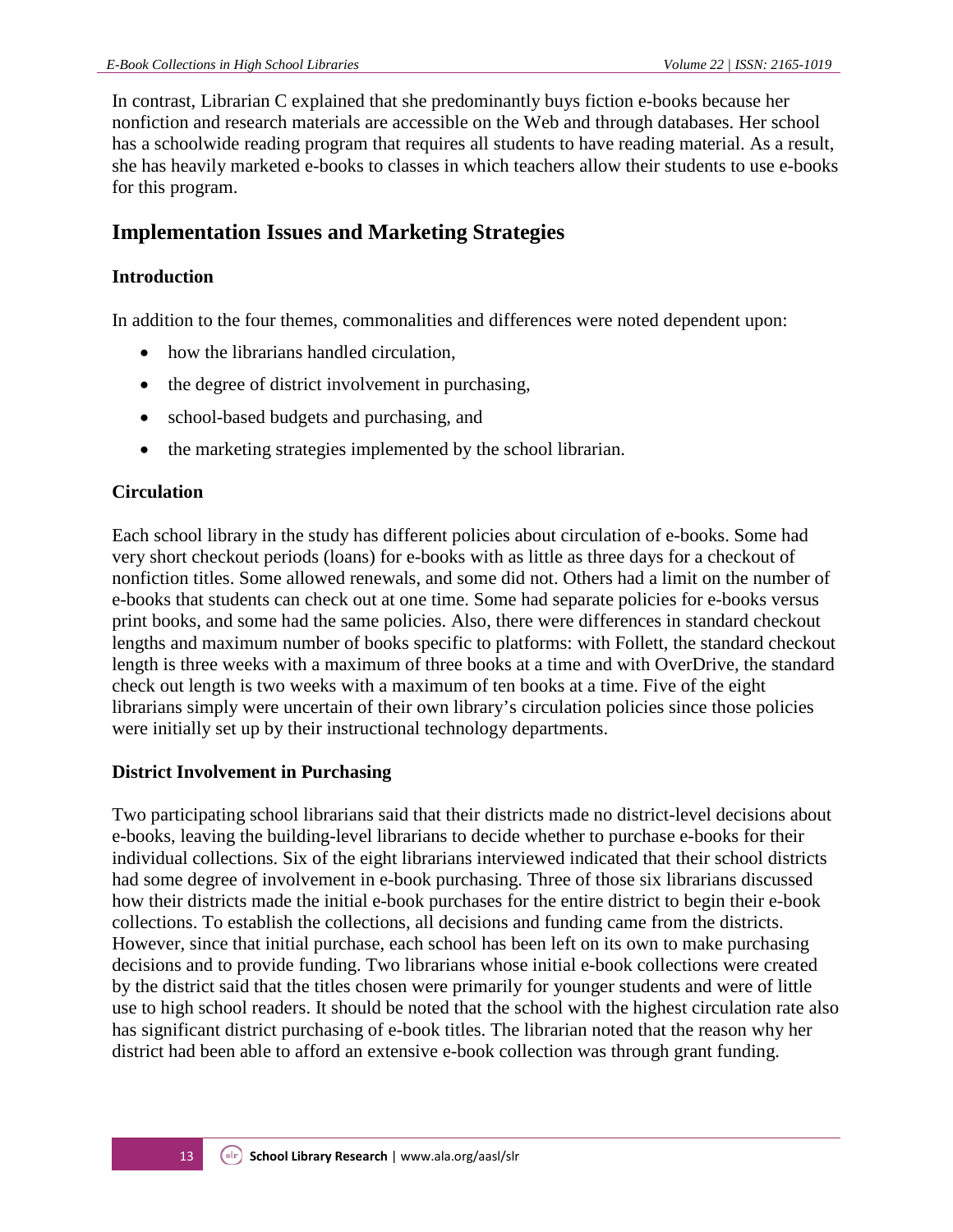In contrast, Librarian C explained that she predominantly buys fiction e-books because her nonfiction and research materials are accessible on the Web and through databases. Her school has a schoolwide reading program that requires all students to have reading material. As a result, she has heavily marketed e-books to classes in which teachers allow their students to use e-books for this program.

## Implementation Issues and Marketing Strategies

### Introduction

In addition to the four themes, commonalities and differences were noted dependent upon:

- how the librarians handled circulation,
- the degree of district involvement in purchasing,
- school-based budgets and purchasing, and
- the marketing strategies implemented by the school librarian.

### Circulation

Each school library in the study has different policies about circulation of e-books. Some had very short checkout periods (loans) for e-books with as little as three days for a checkout of nonfiction titles. Some allowed renewals, and some did not. Others had a limit on the number of e-books that students can check out at one time. Some had separate policies for e-books versus print books, and some had the same policies. Also, there were differences in standard checkout lengths and maximum number of books specific to platforms: with Follett, the standard checkout length is three weeks with a maximum of three books at a time and with OverDrive, the standard check out length is two weeks with a maximum of ten books at a time. Five of the eight librarians simply were uncertain of their own library's circulation policies since those policies were initially set up by their instructional technology departments.

### District Involvement in Purchasing

Two participating school librarians said that their districts made no district-level decisions about e-books, leaving the building-level librarians to decide whether to purchase e-books for their individual collections. Six of the eight librarians interviewed indicated that their school districts had some degree of involvement in e-book purchasing. Three of those six librarians discussed how their districts made the initial e-book purchases for the entire district to begin their e-book collections. To establish the collections, all decisions and funding came from the districts. However, since that initial purchase, each school has been left on its own to make purchasing decisions and to provide funding. Two librarians whose initial e-book collections were created by the district said that the titles chosen were primarily for younger students and were of little use to high school readers. It should be noted that the school with the highest circulation rate also has significant district purchasing of e-book titles. The librarian noted that the reason why her district had been able to afford an extensive e-book collection was through grant funding.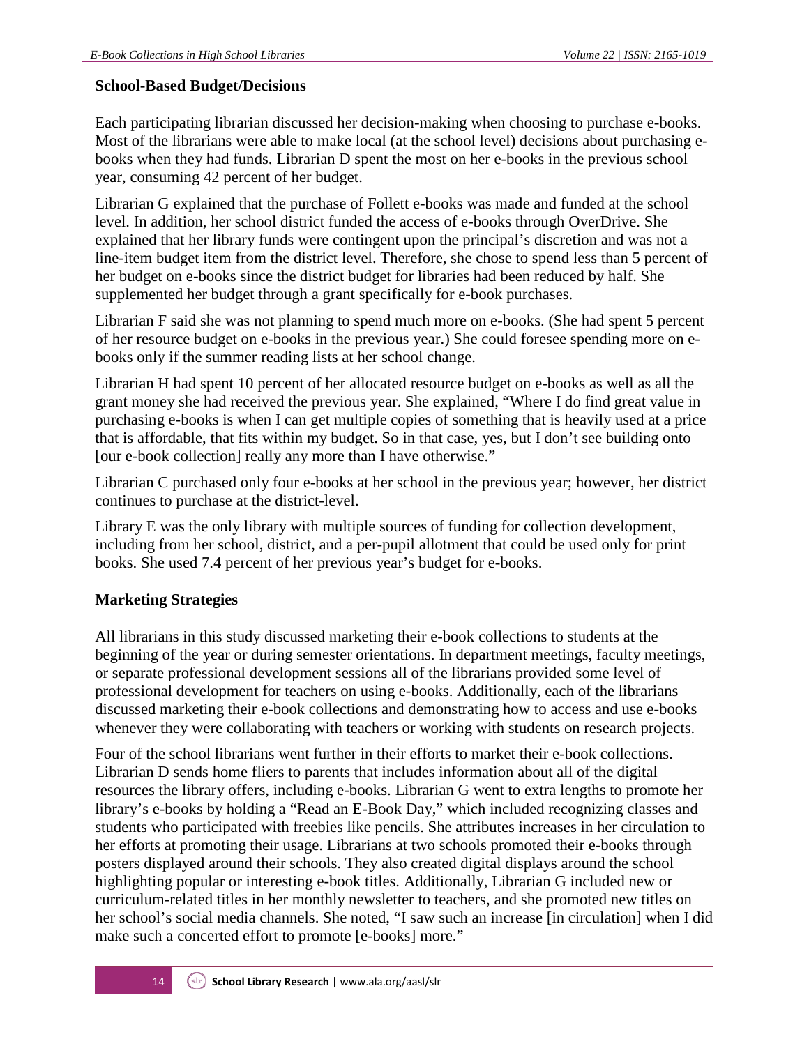### School-Based Budget/Decisions

Each participating librarian discussed her decision-making when choosing to purchase e-books. Most of the librarians were able to make local (at the school level) decisions about purchasing e-books when they had funds. Librarian D spent the most on her e-books in the previous school year, consuming 42 percent of her budget.

Librarian G explained that the purchase of Follett e-books was made and funded at the school level. In addition, her school district funded the access of e-books through OverDrive. She explained that her library funds were contingent upon the principal's discretion and was not a line-item budget item from the district level. Therefore, she chose to spend less than 5 percent of her budget on e-books since the district budget for libraries had been reduced by half. She supplemented her budget through a grant specifically for e-book purchases.

Librarian F said she was not planning to spend much more on e-books. (She had spent 5 percent of her resource budget on e-books in the previous year.) She could foresee spending more on e-books only if the summer reading lists at her school change.

Librarian H had spent 10 percent of her allocated resource budget on e-books as well as all the grant money she had received the previous year. She explained, "Where I do find great value in purchasing e-books is when I can get multiple copies of something that is heavily used at a price that is affordable, that fits within my budget. So in that case, yes, but I don't see building onto [our e-book collection] really any more than I have otherwise."

Librarian C purchased only four e-books at her school in the previous year; however, her district continues to purchase at the district-level.

Library E was the only library with multiple sources of funding for collection development, including from her school, district, and a per-pupil allotment that could be used only for print books. She used 7.4 percent of her previous year's budget for e-books.

### Marketing Strategies

All librarians in this study discussed marketing their e-book collections to students at the beginning of the year or during semester orientations. In department meetings, faculty meetings, or separate professional development sessions all of the librarians provided some level of professional development for teachers on using e-books. Additionally, each of the librarians discussed marketing their e-book collections and demonstrating how to access and use e-books whenever they were collaborating with teachers or working with students on research projects.

Four of the school librarians went further in their efforts to market their e-book collections. Librarian D sends home fliers to parents that includes information about all of the digital resources the library offers, including e-books. Librarian G went to extra lengths to promote her library's e-books by holding a "Read an E-Book Day," which included recognizing classes and students who participated with freebies like pencils. She attributes increases in her circulation to her efforts at promoting their usage. Librarians at two schools promoted their e-books through posters displayed around their schools. They also created digital displays around the school highlighting popular or interesting e-book titles. Additionally, Librarian G included new or curriculum-related titles in her monthly newsletter to teachers, and she promoted new titles on her school's social media channels. She noted, "I saw such an increase [in circulation] when I did make such a concerted effort to promote [e-books] more."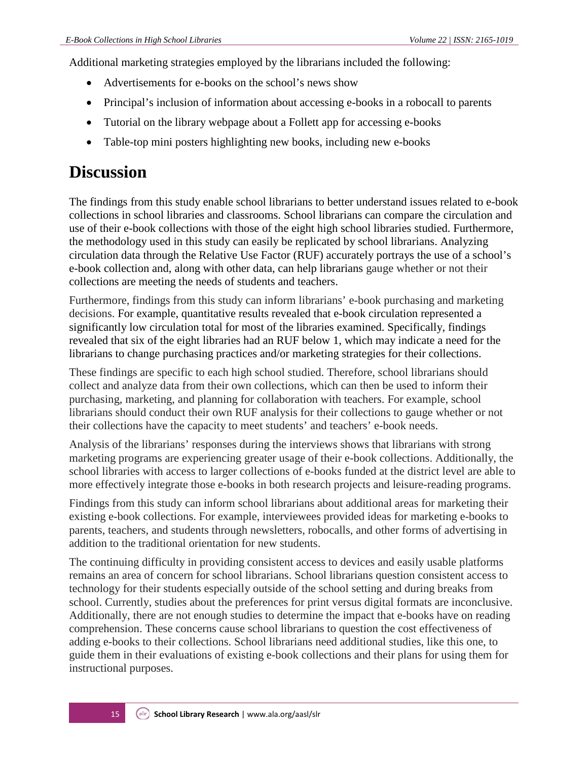Additional marketing strategies employed by the librarians included the following:

- Advertisements for e-books on the school's news show
- Principal's inclusion of information about accessing e-books in a robocall to parents
- Tutorial on the library webpage about a Follett app for accessing e-books
- Table-top mini posters highlighting new books, including new e-books

# Discussion

The findings from this study enable school librarians to better understand issues related to e-book collections in school libraries and classrooms. School librarians can compare the circulation and use of their e-book collections with those of the eight high school libraries studied. Furthermore, the methodology used in this study can easily be replicated by school librarians. Analyzing circulation data through the Relative Use Factor (RUF) accurately portrays the use of a school's e-book collection and, along with other data, can help librarians gauge whether or not their collections are meeting the needs of students and teachers.

Furthermore, findings from this study can inform librarians' e-book purchasing and marketing decisions. For example, quantitative results revealed that e-book circulation represented a significantly low circulation total for most of the libraries examined. Specifically, findings revealed that six of the eight libraries had an RUF below 1, which may indicate a need for the librarians to change purchasing practices and/or marketing strategies for their collections.

These findings are specific to each high school studied. Therefore, school librarians should collect and analyze data from their own collections, which can then be used to inform their purchasing, marketing, and planning for collaboration with teachers. For example, school librarians should conduct their own RUF analysis for their collections to gauge whether or not their collections have the capacity to meet students' and teachers' e-book needs.

Analysis of the librarians' responses during the interviews shows that librarians with strong marketing programs are experiencing greater usage of their e-book collections. Additionally, the school libraries with access to larger collections of e-books funded at the district level are able to more effectively integrate those e-books in both research projects and leisure-reading programs.

Findings from this study can inform school librarians about additional areas for marketing their existing e-book collections. For example, interviewees provided ideas for marketing e-books to parents, teachers, and students through newsletters, robocalls, and other forms of advertising in addition to the traditional orientation for new students.

The continuing difficulty in providing consistent access to devices and easily usable platforms remains an area of concern for school librarians. School librarians question consistent access to technology for their students especially outside of the school setting and during breaks from school. Currently, studies about the preferences for print versus digital formats are inconclusive. Additionally, there are not enough studies to determine the impact that e-books have on reading comprehension. These concerns cause school librarians to question the cost effectiveness of adding e-books to their collections. School librarians need additional studies, like this one, to guide them in their evaluations of existing e-book collections and their plans for using them for instructional purposes.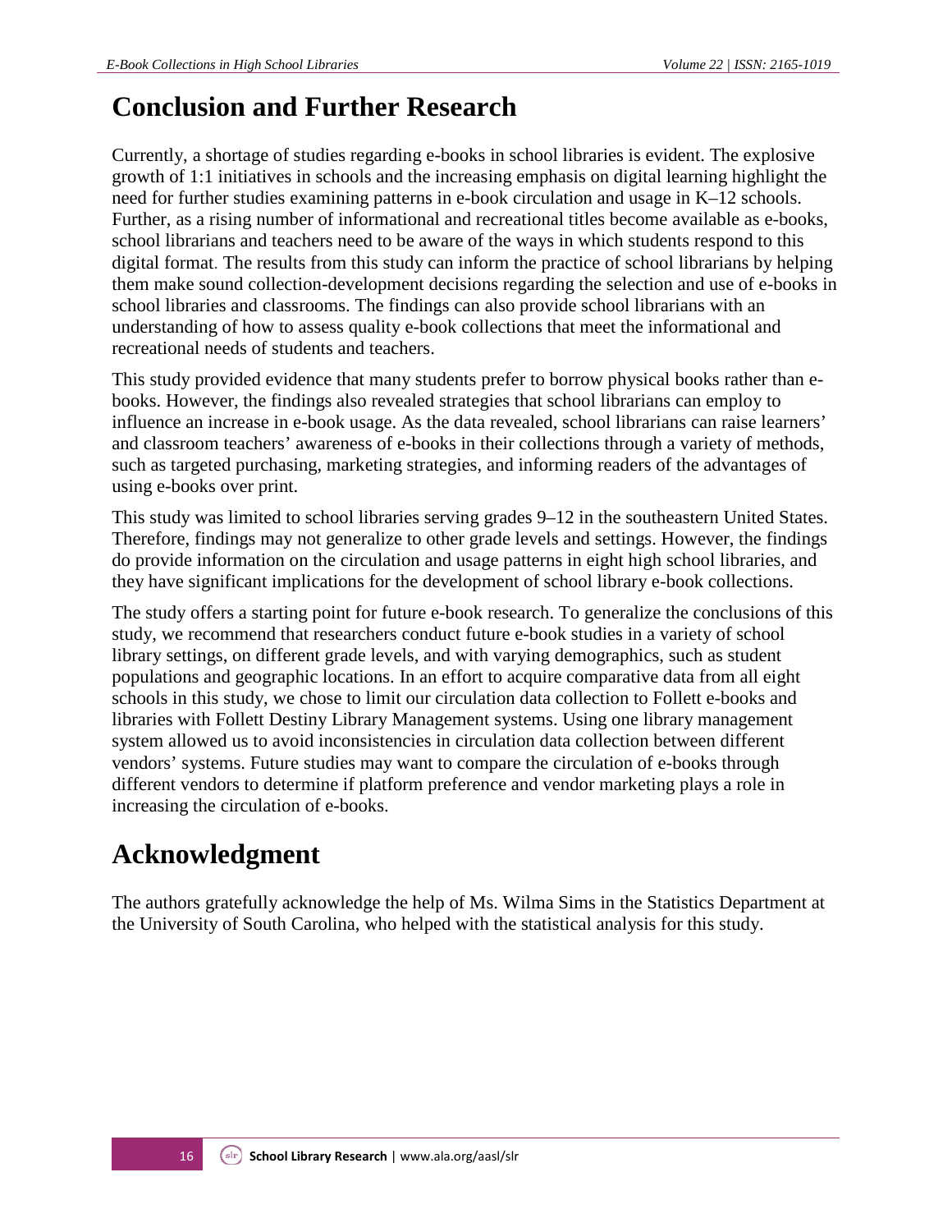## Conclusion and Further Research

Currently, a shortage of studies regarding e-books in school libraries is evident. The explosive growth of 1:1 initiatives in schools and the increasing emphasis on digital learning highlight the need for further studies examining patterns in e-book circulation and usage in K–12 schools. Further, as a rising number of informational and recreational titles become available as e-books, school librarians and teachers need to be aware of the ways in which students respond to this digital format. The results from this study can inform the practice of school librarians by helping them make sound collection-development decisions regarding the selection and use of e-books in school libraries and classrooms. The findings can also provide school librarians with an understanding of how to assess quality e-book collections that meet the informational and recreational needs of students and teachers.

This study provided evidence that many students prefer to borrow physical books rather than e-books. However, the findings also revealed strategies that school librarians can employ to influence an increase in e-book usage. As the data revealed, school librarians can raise learners' and classroom teachers' awareness of e-books in their collections through a variety of methods, such as targeted purchasing, marketing strategies, and informing readers of the advantages of using e-books over print.

This study was limited to school libraries serving grades 9–12 in the southeastern United States. Therefore, findings may not generalize to other grade levels and settings. However, the findings do provide information on the circulation and usage patterns in eight high school libraries, and they have significant implications for the development of school library e-book collections.

The study offers a starting point for future e-book research. To generalize the conclusions of this study, we recommend that researchers conduct future e-book studies in a variety of school library settings, on different grade levels, and with varying demographics, such as student populations and geographic locations. In an effort to acquire comparative data from all eight schools in this study, we chose to limit our circulation data collection to Follett e-books and libraries with Follett Destiny Library Management systems. Using one library management system allowed us to avoid inconsistencies in circulation data collection between different vendors' systems. Future studies may want to compare the circulation of e-books through different vendors to determine if platform preference and vendor marketing plays a role in increasing the circulation of e-books.

## Acknowledgment

The authors gratefully acknowledge the help of Ms. Wilma Sims in the Statistics Department at the University of South Carolina, who helped with the statistical analysis for this study.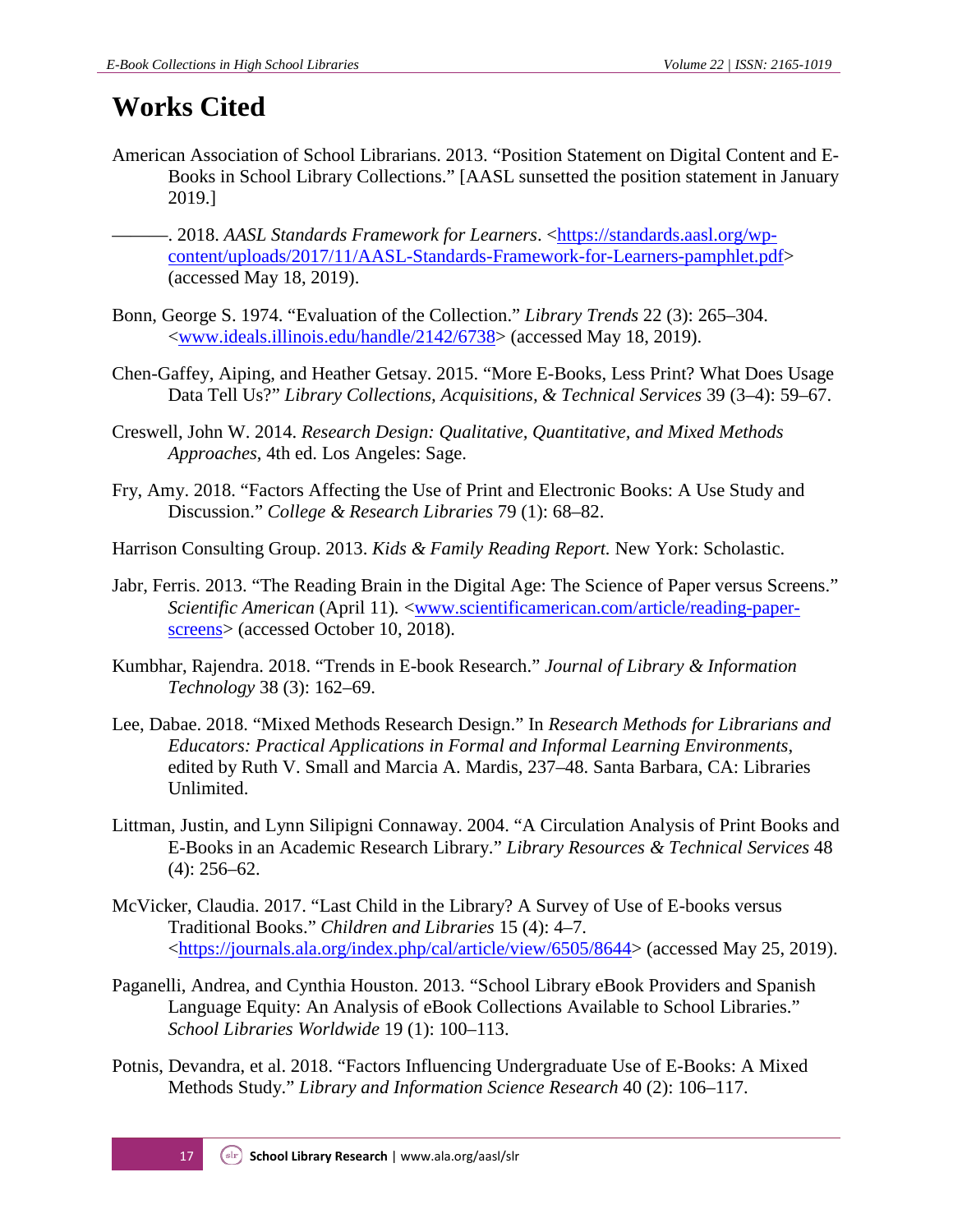# Works Cited

American Association of School Librarians. 2013. "Position Statement on Digital Content and E-Books in School Library Collections." [AASL sunsetted the position statement in January 2019.]

———. 2018. *AASL Standards Framework for Learners*. <https://standards.aasl.org/wp-content/uploads/2017/11/AASL-Standards-Framework-for-Learners-pamphlet.pdf> (accessed May 18, 2019).

Bonn, George S. 1974. "Evaluation of the Collection." *Library Trends* 22 (3): 265–304. <www.ideals.illinois.edu/handle/2142/6738> (accessed May 18, 2019).

Chen-Gaffey, Aiping, and Heather Getsay. 2015. "More E-Books, Less Print? What Does Usage Data Tell Us?" *Library Collections, Acquisitions, & Technical Services* 39 (3–4): 59–67.

Creswell, John W. 2014. *Research Design: Qualitative, Quantitative, and Mixed Methods Approaches*, 4th ed. Los Angeles: Sage.

Fry, Amy. 2018. "Factors Affecting the Use of Print and Electronic Books: A Use Study and Discussion." *College & Research Libraries* 79 (1): 68–82.

Harrison Consulting Group. 2013. *Kids & Family Reading Report.* New York: Scholastic.

Jabr, Ferris. 2013. "The Reading Brain in the Digital Age: The Science of Paper versus Screens." *Scientific American* (April 11). <www.scientificamerican.com/article/reading-paper-screens> (accessed October 10, 2018).

Kumbhar, Rajendra. 2018. "Trends in E-book Research." *Journal of Library & Information Technology* 38 (3): 162–69.

Lee, Dabae. 2018. "Mixed Methods Research Design." In *Research Methods for Librarians and Educators: Practical Applications in Formal and Informal Learning Environments*, edited by Ruth V. Small and Marcia A. Mardis, 237–48. Santa Barbara, CA: Libraries Unlimited.

Littman, Justin, and Lynn Silipigni Connaway. 2004. "A Circulation Analysis of Print Books and E-Books in an Academic Research Library." *Library Resources & Technical Services* 48 (4): 256–62.

McVicker, Claudia. 2017. "Last Child in the Library? A Survey of Use of E-books versus Traditional Books." *Children and Libraries* 15 (4): 4–7. <https://journals.ala.org/index.php/cal/article/view/6505/8644> (accessed May 25, 2019).

Paganelli, Andrea, and Cynthia Houston. 2013. "School Library eBook Providers and Spanish Language Equity: An Analysis of eBook Collections Available to School Libraries." *School Libraries Worldwide* 19 (1): 100–113.

Potnis, Devandra, et al. 2018. "Factors Influencing Undergraduate Use of E-Books: A Mixed Methods Study." *Library and Information Science Research* 40 (2): 106–117.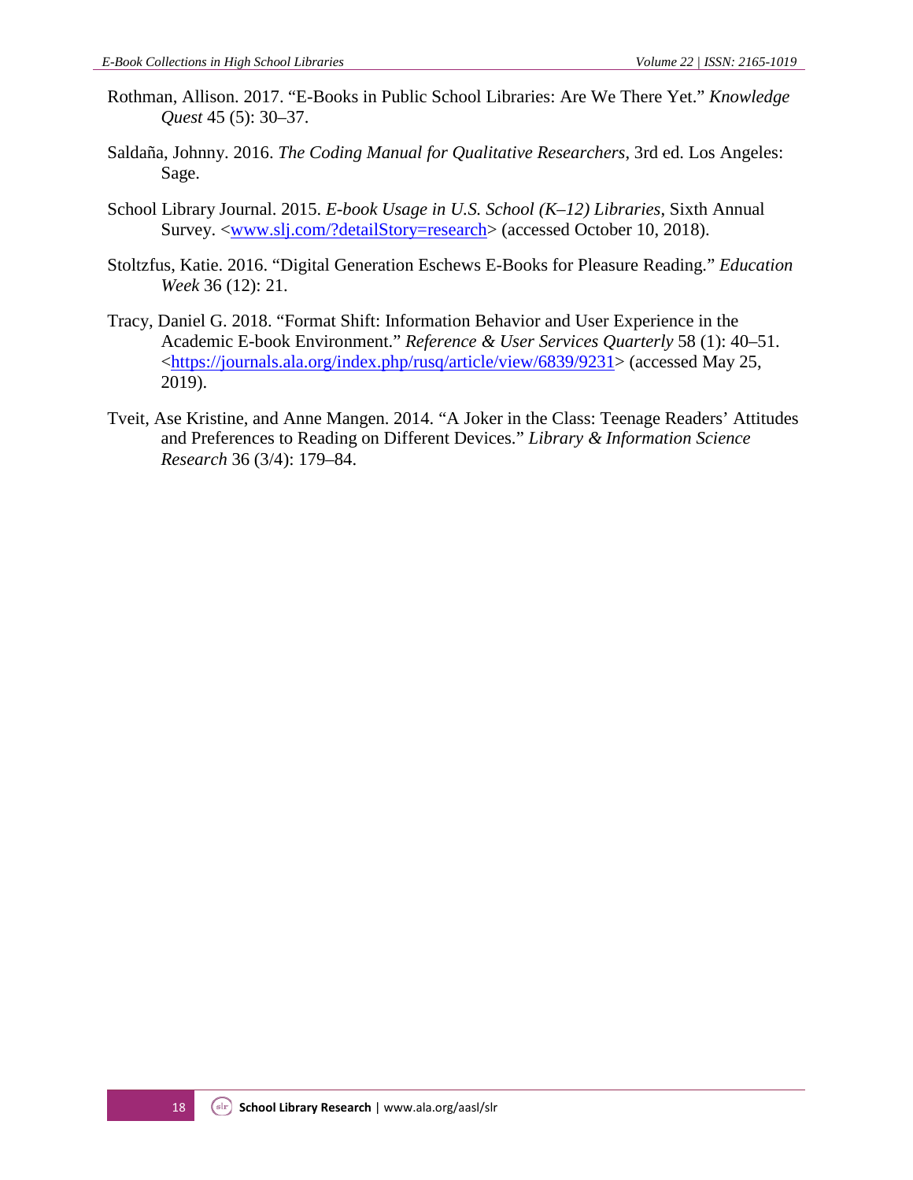Rothman, Allison. 2017. "E-Books in Public School Libraries: Are We There Yet." *Knowledge Quest* 45 (5): 30–37.

Saldaña, Johnny. 2016. *The Coding Manual for Qualitative Researchers*, 3rd ed. Los Angeles: Sage.

School Library Journal. 2015. *E-book Usage in U.S. School (K–12) Libraries*, Sixth Annual Survey. <www.slj.com/?detailStory=research> (accessed October 10, 2018).

Stoltzfus, Katie. 2016. "Digital Generation Eschews E-Books for Pleasure Reading." *Education Week* 36 (12): 21.

Tracy, Daniel G. 2018. "Format Shift: Information Behavior and User Experience in the Academic E-book Environment." *Reference & User Services Quarterly* 58 (1): 40–51. <https://journals.ala.org/index.php/rusq/article/view/6839/9231> (accessed May 25, 2019).

Tveit, Ase Kristine, and Anne Mangen. 2014. "A Joker in the Class: Teenage Readers' Attitudes and Preferences to Reading on Different Devices." *Library & Information Science Research* 36 (3/4): 179–84.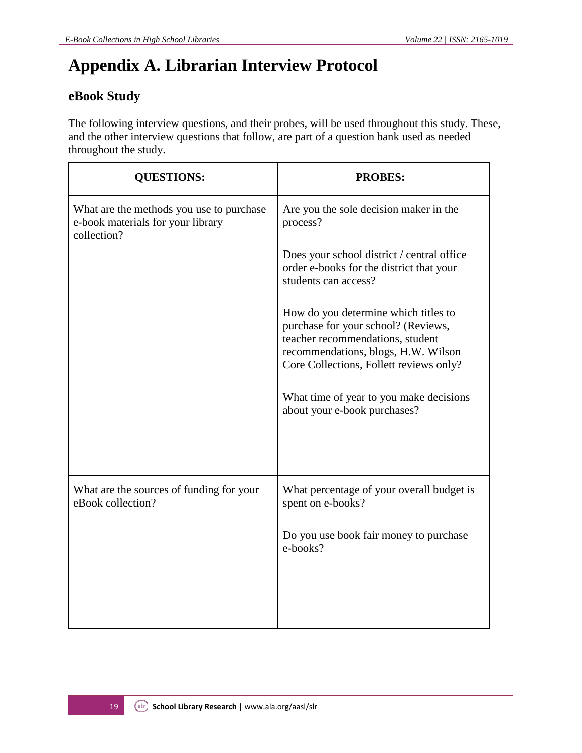# Appendix A. Librarian Interview Protocol

## eBook Study

The following interview questions, and their probes, will be used throughout this study. These, and the other interview questions that follow, are part of a question bank used as needed throughout the study.

| QUESTIONS: | PROBES: |
|---|---|
| What are the methods you use to purchase e-book materials for your library collection? | Are you the sole decision maker in the process?<br><br>Does your school district / central office order e-books for the district that your students can access?<br><br>How do you determine which titles to purchase for your school? (Reviews, teacher recommendations, student recommendations, blogs, H.W. Wilson Core Collections, Follett reviews only?<br><br>What time of year to you make decisions about your e-book purchases? |
| What are the sources of funding for your eBook collection? | What percentage of your overall budget is spent on e-books?<br><br>Do you use book fair money to purchase e-books? |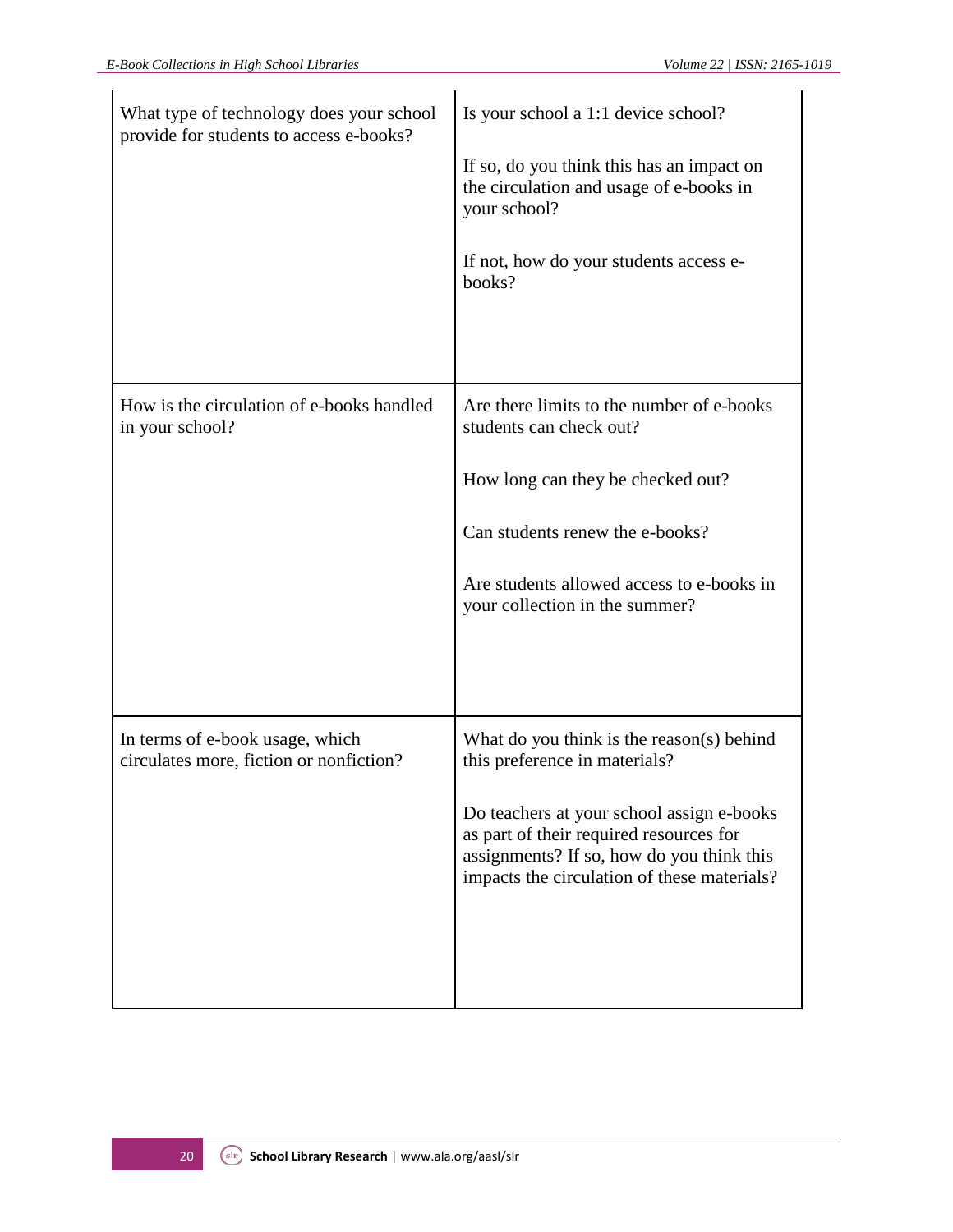| | |
|---|---|
| What type of technology does your school provide for students to access e-books? | Is your school a 1:1 device school?<br><br>If so, do you think this has an impact on the circulation and usage of e-books in your school?<br><br>If not, how do your students access e-books? |
| How is the circulation of e-books handled in your school? | Are there limits to the number of e-books students can check out?<br><br>How long can they be checked out?<br><br>Can students renew the e-books?<br><br>Are students allowed access to e-books in your collection in the summer? |
| In terms of e-book usage, which circulates more, fiction or nonfiction? | What do you think is the reason(s) behind this preference in materials?<br><br>Do teachers at your school assign e-books as part of their required resources for assignments? If so, how do you think this impacts the circulation of these materials? |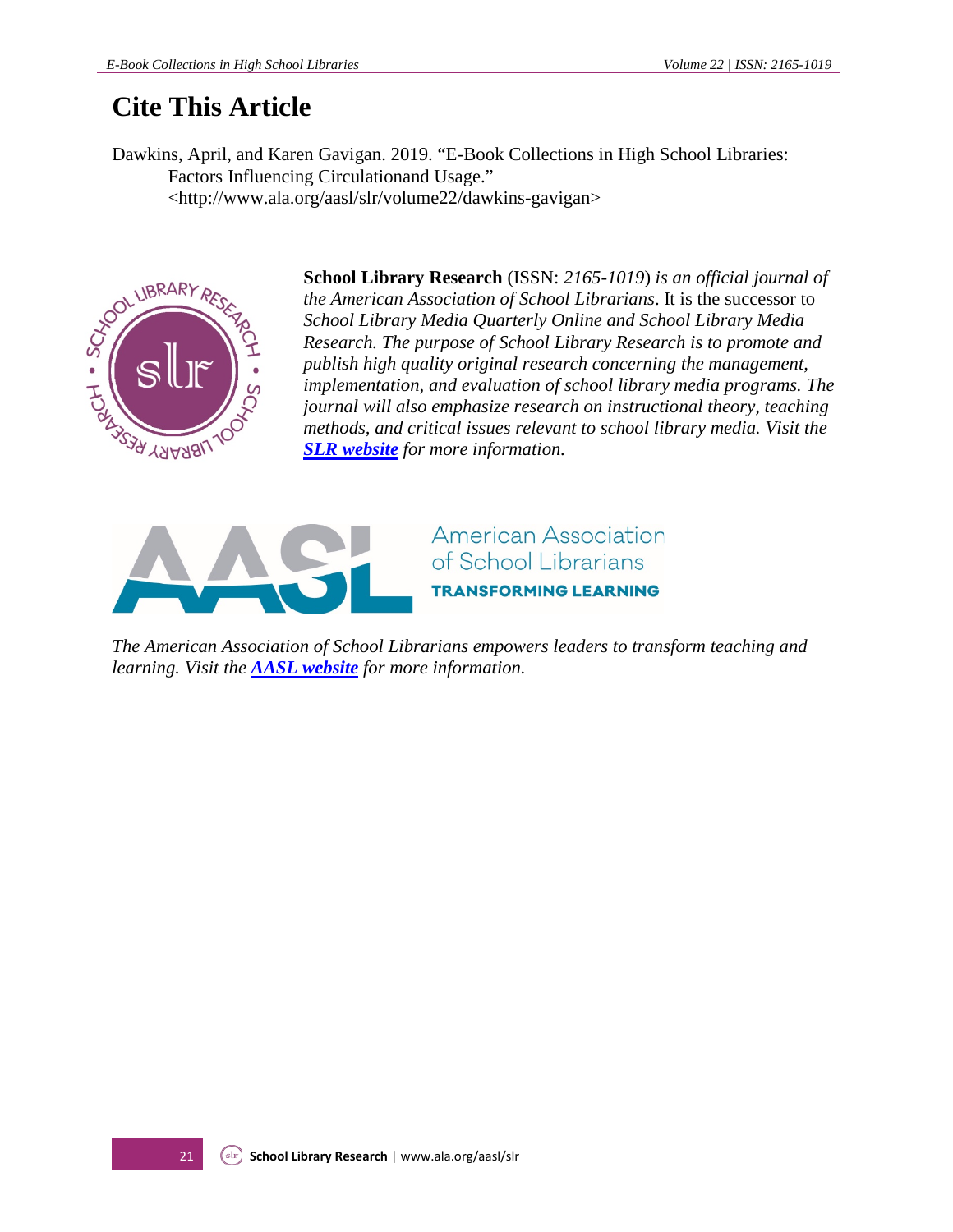# Cite This Article

Dawkins, April, and Karen Gavigan. 2019. "E-Book Collections in High School Libraries: Factors Influencing Circulationand Usage." <http://www.ala.org/aasl/slr/volume22/dawkins-gavigan>

**School Library Research** (ISSN: *2165-1019*) *is an official journal of the American Association of School Librarians*. It is the successor to *School Library Media Quarterly Online and School Library Media Research. The purpose of School Library Research is to promote and publish high quality original research concerning the management, implementation, and evaluation of school library media programs. The journal will also emphasize research on instructional theory, teaching methods, and critical issues relevant to school library media. Visit the* ***SLR website*** *for more information.*

American Association of School Librarians

TRANSFORMING LEARNING

*The American Association of School Librarians empowers leaders to transform teaching and learning. Visit the* ***AASL website*** *for more information.*